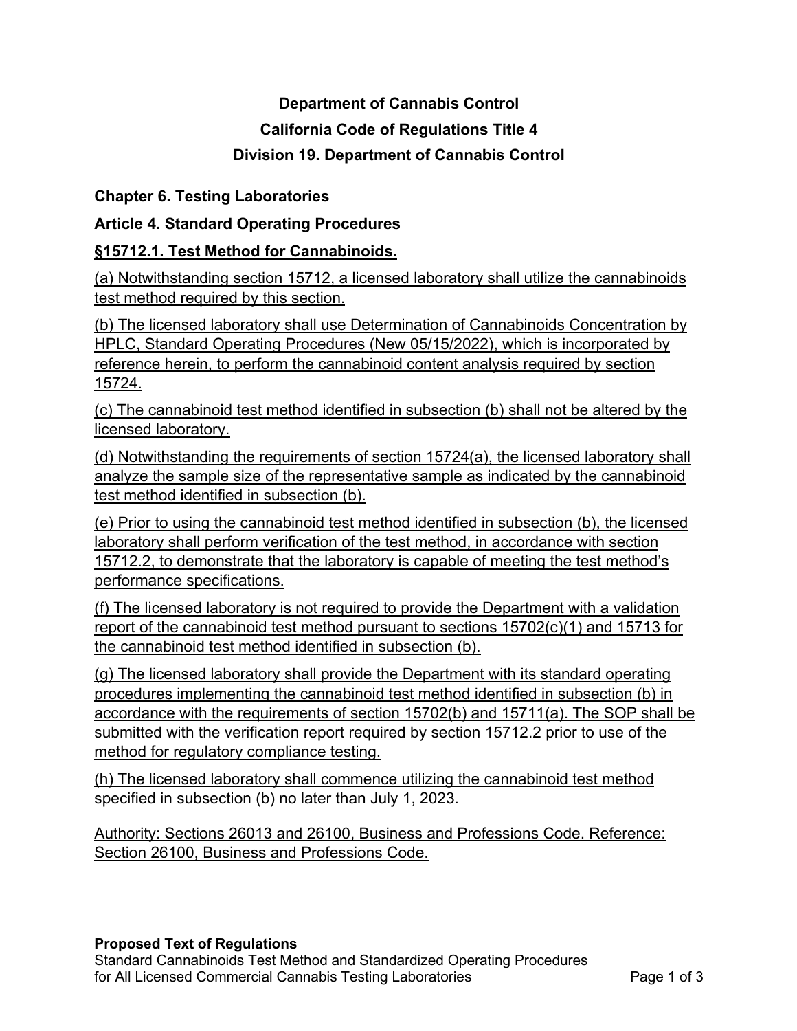# Department of Cannabis Control

# California Code of Regulations Title 4

# Division 19. Department of Cannabis Control

## Chapter 6. Testing Laboratories

## Article 4. Standard Operating Procedures

### §15712.1. Test Method for Cannabinoids.

(a) Notwithstanding section 15712, a licensed laboratory shall utilize the cannabinoids test method required by this section.

(b) The licensed laboratory shall use Determination of Cannabinoids Concentration by HPLC, Standard Operating Procedures (New 05/15/2022), which is incorporated by reference herein, to perform the cannabinoid content analysis required by section 15724.

(c) The cannabinoid test method identified in subsection (b) shall not be altered by the licensed laboratory.

(d) Notwithstanding the requirements of section 15724(a), the licensed laboratory shall analyze the sample size of the representative sample as indicated by the cannabinoid test method identified in subsection (b).

(e) Prior to using the cannabinoid test method identified in subsection (b), the licensed laboratory shall perform verification of the test method, in accordance with section 15712.2, to demonstrate that the laboratory is capable of meeting the test method's performance specifications.

(f) The licensed laboratory is not required to provide the Department with a validation report of the cannabinoid test method pursuant to sections 15702(c)(1) and 15713 for the cannabinoid test method identified in subsection (b).

(g) The licensed laboratory shall provide the Department with its standard operating procedures implementing the cannabinoid test method identified in subsection (b) in accordance with the requirements of section 15702(b) and 15711(a). The SOP shall be submitted with the verification report required by section 15712.2 prior to use of the method for regulatory compliance testing.

(h) The licensed laboratory shall commence utilizing the cannabinoid test method specified in subsection (b) no later than July 1, 2023.

Authority: Sections 26013 and 26100, Business and Professions Code. Reference: Section 26100, Business and Professions Code.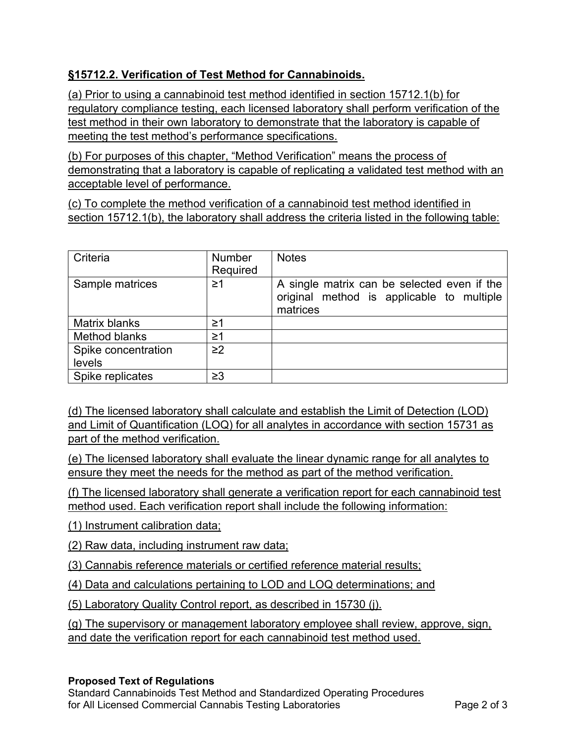**§15712.2. Verification of Test Method for Cannabinoids.**

(a) Prior to using a cannabinoid test method identified in section 15712.1(b) for regulatory compliance testing, each licensed laboratory shall perform verification of the test method in their own laboratory to demonstrate that the laboratory is capable of meeting the test method's performance specifications.

(b) For purposes of this chapter, "Method Verification" means the process of demonstrating that a laboratory is capable of replicating a validated test method with an acceptable level of performance.

(c) To complete the method verification of a cannabinoid test method identified in section 15712.1(b), the laboratory shall address the criteria listed in the following table:

| Criteria | Number Required | Notes |
|---|---|---|
| Sample matrices | ≥1 | A single matrix can be selected even if the original method is applicable to multiple matrices |
| Matrix blanks | ≥1 | |
| Method blanks | ≥1 | |
| Spike concentration levels | ≥2 | |
| Spike replicates | ≥3 | |

(d) The licensed laboratory shall calculate and establish the Limit of Detection (LOD) and Limit of Quantification (LOQ) for all analytes in accordance with section 15731 as part of the method verification.

(e) The licensed laboratory shall evaluate the linear dynamic range for all analytes to ensure they meet the needs for the method as part of the method verification.

(f) The licensed laboratory shall generate a verification report for each cannabinoid test method used. Each verification report shall include the following information:

(1) Instrument calibration data;

(2) Raw data, including instrument raw data;

(3) Cannabis reference materials or certified reference material results;

(4) Data and calculations pertaining to LOD and LOQ determinations; and

(5) Laboratory Quality Control report, as described in 15730 (j).

(g) The supervisory or management laboratory employee shall review, approve, sign, and date the verification report for each cannabinoid test method used.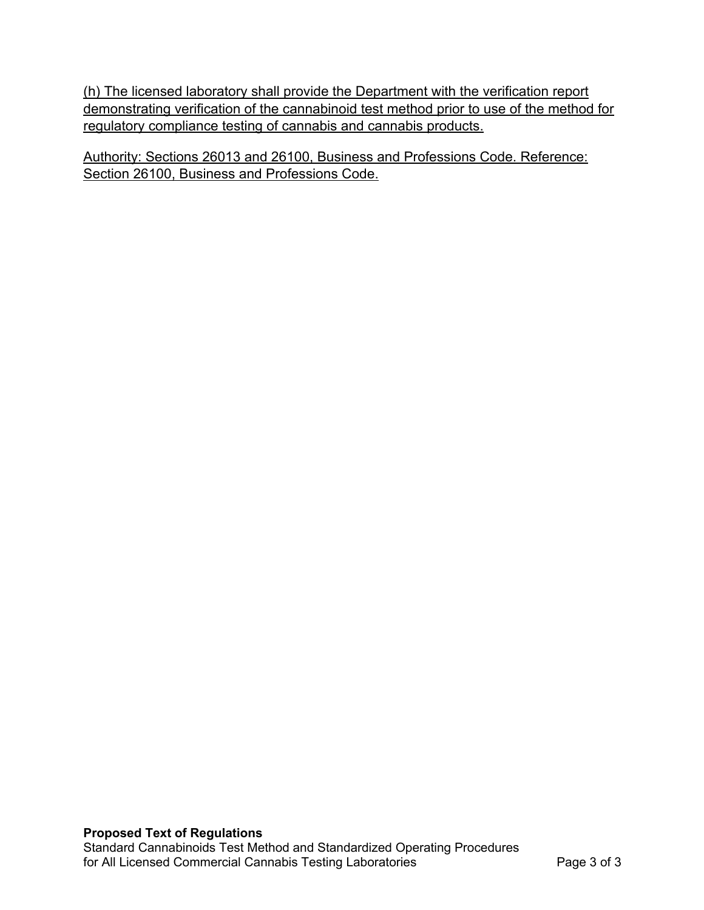(h) The licensed laboratory shall provide the Department with the verification report demonstrating verification of the cannabinoid test method prior to use of the method for regulatory compliance testing of cannabis and cannabis products.

Authority: Sections 26013 and 26100, Business and Professions Code. Reference: Section 26100, Business and Professions Code.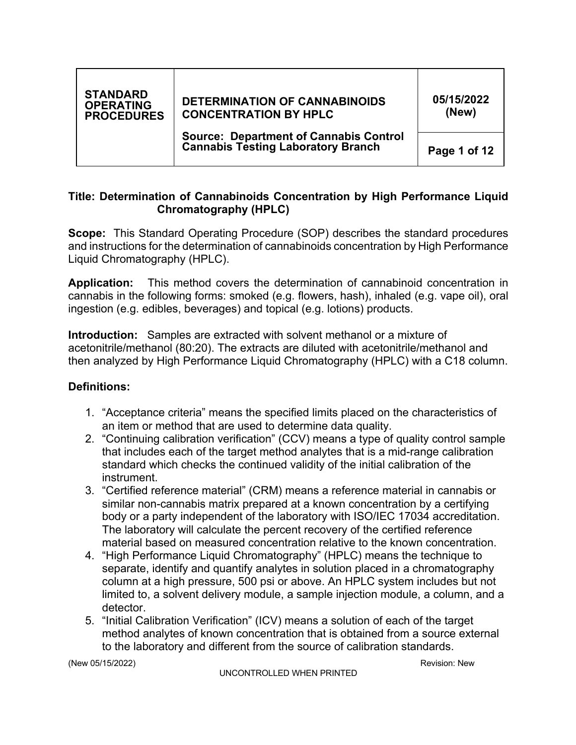| STANDARD OPERATING PROCEDURES | DETERMINATION OF CANNABINOIDS CONCENTRATION BY HPLC | 05/15/2022 (New) |
|---|---|---|
| | Source: Department of Cannabis Control Cannabis Testing Laboratory Branch | |

**Title: Determination of Cannabinoids Concentration by High Performance Liquid Chromatography (HPLC)**

**Scope:** This Standard Operating Procedure (SOP) describes the standard procedures and instructions for the determination of cannabinoids concentration by High Performance Liquid Chromatography (HPLC).

**Application:** This method covers the determination of cannabinoid concentration in cannabis in the following forms: smoked (e.g. flowers, hash), inhaled (e.g. vape oil), oral ingestion (e.g. edibles, beverages) and topical (e.g. lotions) products.

**Introduction:** Samples are extracted with solvent methanol or a mixture of acetonitrile/methanol (80:20). The extracts are diluted with acetonitrile/methanol and then analyzed by High Performance Liquid Chromatography (HPLC) with a C18 column.

**Definitions:**

1. "Acceptance criteria" means the specified limits placed on the characteristics of an item or method that are used to determine data quality.
2. "Continuing calibration verification" (CCV) means a type of quality control sample that includes each of the target method analytes that is a mid-range calibration standard which checks the continued validity of the initial calibration of the instrument.
3. "Certified reference material" (CRM) means a reference material in cannabis or similar non-cannabis matrix prepared at a known concentration by a certifying body or a party independent of the laboratory with ISO/IEC 17034 accreditation. The laboratory will calculate the percent recovery of the certified reference material based on measured concentration relative to the known concentration.
4. "High Performance Liquid Chromatography" (HPLC) means the technique to separate, identify and quantify analytes in solution placed in a chromatography column at a high pressure, 500 psi or above. An HPLC system includes but not limited to, a solvent delivery module, a sample injection module, a column, and a detector.
5. "Initial Calibration Verification" (ICV) means a solution of each of the target method analytes of known concentration that is obtained from a source external to the laboratory and different from the source of calibration standards.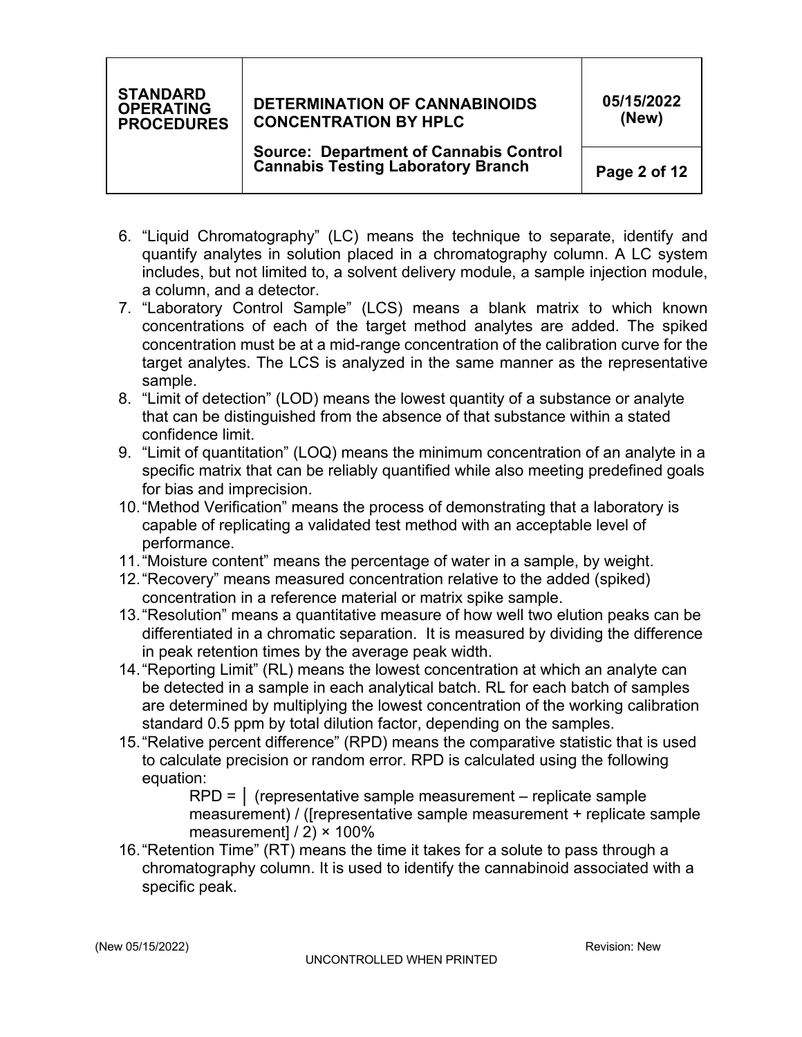6. "Liquid Chromatography" (LC) means the technique to separate, identify and quantify analytes in solution placed in a chromatography column. A LC system includes, but not limited to, a solvent delivery module, a sample injection module, a column, and a detector.
7. "Laboratory Control Sample" (LCS) means a blank matrix to which known concentrations of each of the target method analytes are added. The spiked concentration must be at a mid-range concentration of the calibration curve for the target analytes. The LCS is analyzed in the same manner as the representative sample.
8. "Limit of detection" (LOD) means the lowest quantity of a substance or analyte that can be distinguished from the absence of that substance within a stated confidence limit.
9. "Limit of quantitation" (LOQ) means the minimum concentration of an analyte in a specific matrix that can be reliably quantified while also meeting predefined goals for bias and imprecision.
10. "Method Verification" means the process of demonstrating that a laboratory is capable of replicating a validated test method with an acceptable level of performance.
11. "Moisture content" means the percentage of water in a sample, by weight.
12. "Recovery" means measured concentration relative to the added (spiked) concentration in a reference material or matrix spike sample.
13. "Resolution" means a quantitative measure of how well two elution peaks can be differentiated in a chromatic separation. It is measured by dividing the difference in peak retention times by the average peak width.
14. "Reporting Limit" (RL) means the lowest concentration at which an analyte can be detected in a sample in each analytical batch. RL for each batch of samples are determined by multiplying the lowest concentration of the working calibration standard 0.5 ppm by total dilution factor, depending on the samples.
15. "Relative percent difference" (RPD) means the comparative statistic that is used to calculate precision or random error. RPD is calculated using the following equation:

    RPD = │ (representative sample measurement – replicate sample measurement) / ([representative sample measurement + replicate sample measurement] / 2) × 100%
16. "Retention Time" (RT) means the time it takes for a solute to pass through a chromatography column. It is used to identify the cannabinoid associated with a specific peak.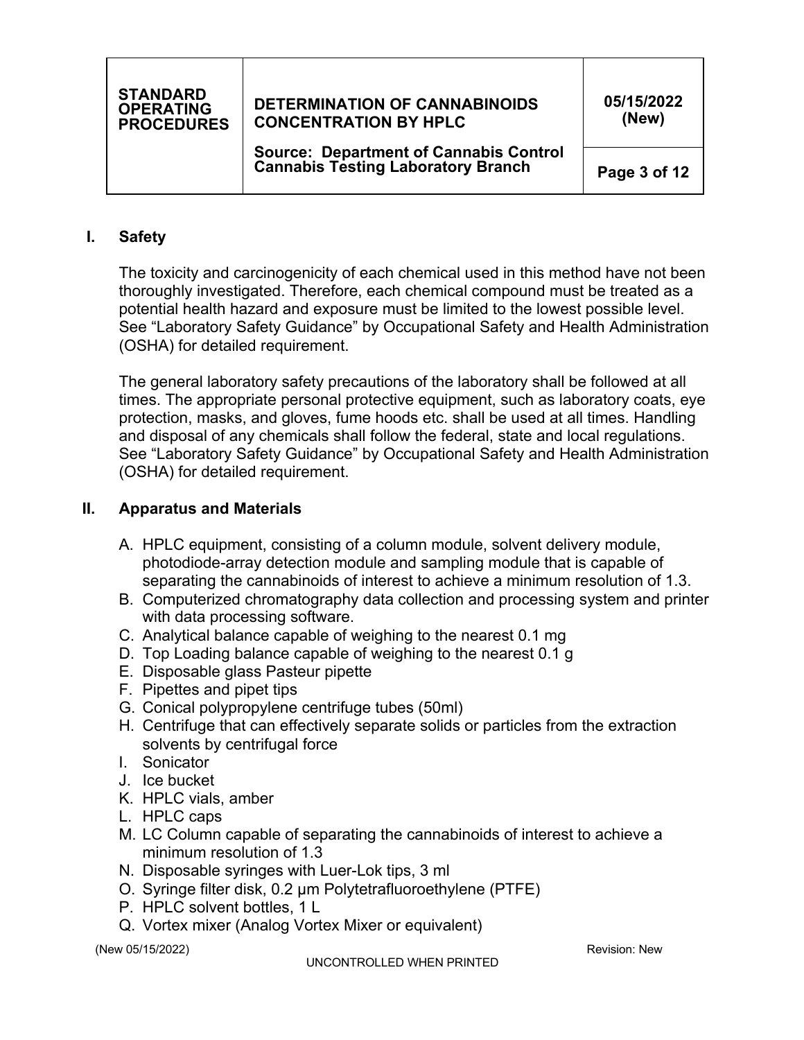## I. Safety

The toxicity and carcinogenicity of each chemical used in this method have not been thoroughly investigated. Therefore, each chemical compound must be treated as a potential health hazard and exposure must be limited to the lowest possible level. See "Laboratory Safety Guidance" by Occupational Safety and Health Administration (OSHA) for detailed requirement.

The general laboratory safety precautions of the laboratory shall be followed at all times. The appropriate personal protective equipment, such as laboratory coats, eye protection, masks, and gloves, fume hoods etc. shall be used at all times. Handling and disposal of any chemicals shall follow the federal, state and local regulations. See "Laboratory Safety Guidance" by Occupational Safety and Health Administration (OSHA) for detailed requirement.

## II. Apparatus and Materials

A. HPLC equipment, consisting of a column module, solvent delivery module, photodiode-array detection module and sampling module that is capable of separating the cannabinoids of interest to achieve a minimum resolution of 1.3.
B. Computerized chromatography data collection and processing system and printer with data processing software.
C. Analytical balance capable of weighing to the nearest 0.1 mg
D. Top Loading balance capable of weighing to the nearest 0.1 g
E. Disposable glass Pasteur pipette
F. Pipettes and pipet tips
G. Conical polypropylene centrifuge tubes (50ml)
H. Centrifuge that can effectively separate solids or particles from the extraction solvents by centrifugal force
I. Sonicator
J. Ice bucket
K. HPLC vials, amber
L. HPLC caps
M. LC Column capable of separating the cannabinoids of interest to achieve a minimum resolution of 1.3
N. Disposable syringes with Luer-Lok tips, 3 ml
O. Syringe filter disk, 0.2 µm Polytetrafluoroethylene (PTFE)
P. HPLC solvent bottles, 1 L
Q. Vortex mixer (Analog Vortex Mixer or equivalent)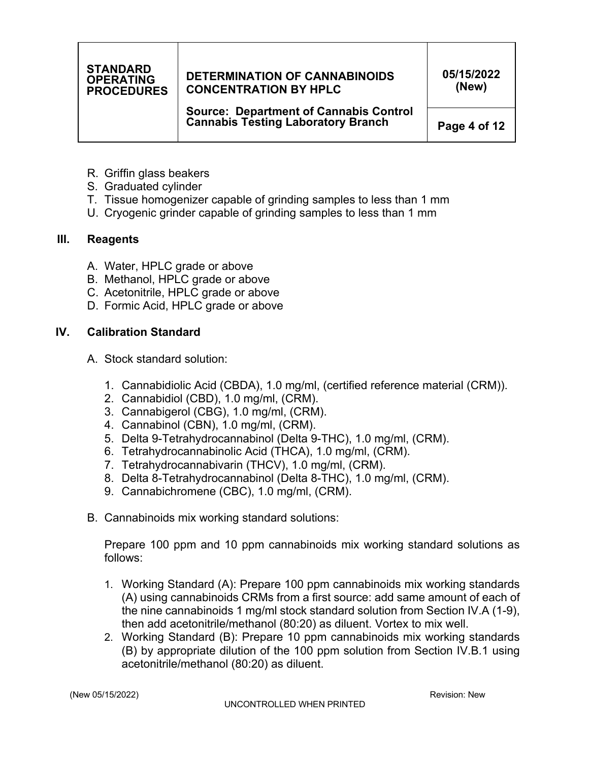R. Griffin glass beakers
S. Graduated cylinder
T. Tissue homogenizer capable of grinding samples to less than 1 mm
U. Cryogenic grinder capable of grinding samples to less than 1 mm

## III. Reagents

A. Water, HPLC grade or above
B. Methanol, HPLC grade or above
C. Acetonitrile, HPLC grade or above
D. Formic Acid, HPLC grade or above

## IV. Calibration Standard

A. Stock standard solution:

1. Cannabidiolic Acid (CBDA), 1.0 mg/ml, (certified reference material (CRM)).
2. Cannabidiol (CBD), 1.0 mg/ml, (CRM).
3. Cannabigerol (CBG), 1.0 mg/ml, (CRM).
4. Cannabinol (CBN), 1.0 mg/ml, (CRM).
5. Delta 9-Tetrahydrocannabinol (Delta 9-THC), 1.0 mg/ml, (CRM).
6. Tetrahydrocannabinolic Acid (THCA), 1.0 mg/ml, (CRM).
7. Tetrahydrocannabivarin (THCV), 1.0 mg/ml, (CRM).
8. Delta 8-Tetrahydrocannabinol (Delta 8-THC), 1.0 mg/ml, (CRM).
9. Cannabichromene (CBC), 1.0 mg/ml, (CRM).

B. Cannabinoids mix working standard solutions:

Prepare 100 ppm and 10 ppm cannabinoids mix working standard solutions as follows:

1. Working Standard (A): Prepare 100 ppm cannabinoids mix working standards (A) using cannabinoids CRMs from a first source: add same amount of each of the nine cannabinoids 1 mg/ml stock standard solution from Section IV.A (1-9), then add acetonitrile/methanol (80:20) as diluent. Vortex to mix well.
2. Working Standard (B): Prepare 10 ppm cannabinoids mix working standards (B) by appropriate dilution of the 100 ppm solution from Section IV.B.1 using acetonitrile/methanol (80:20) as diluent.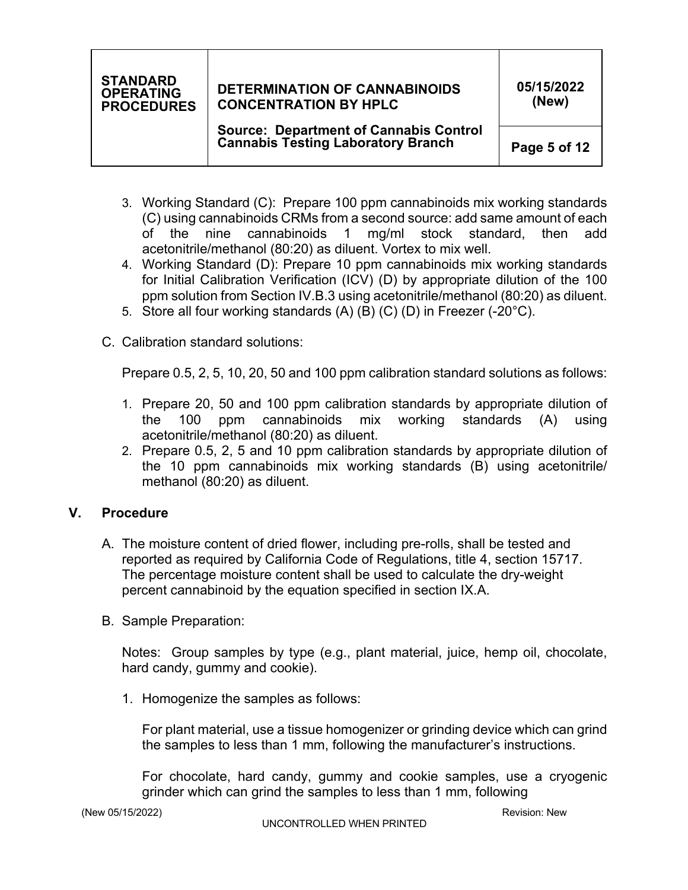3. Working Standard (C): Prepare 100 ppm cannabinoids mix working standards (C) using cannabinoids CRMs from a second source: add same amount of each of the nine cannabinoids 1 mg/ml stock standard, then add acetonitrile/methanol (80:20) as diluent. Vortex to mix well.
4. Working Standard (D): Prepare 10 ppm cannabinoids mix working standards for Initial Calibration Verification (ICV) (D) by appropriate dilution of the 100 ppm solution from Section IV.B.3 using acetonitrile/methanol (80:20) as diluent.
5. Store all four working standards (A) (B) (C) (D) in Freezer (-20°C).

C. Calibration standard solutions:

Prepare 0.5, 2, 5, 10, 20, 50 and 100 ppm calibration standard solutions as follows:

1. Prepare 20, 50 and 100 ppm calibration standards by appropriate dilution of the 100 ppm cannabinoids mix working standards (A) using acetonitrile/methanol (80:20) as diluent.
2. Prepare 0.5, 2, 5 and 10 ppm calibration standards by appropriate dilution of the 10 ppm cannabinoids mix working standards (B) using acetonitrile/ methanol (80:20) as diluent.

## V. Procedure

A. The moisture content of dried flower, including pre-rolls, shall be tested and reported as required by California Code of Regulations, title 4, section 15717. The percentage moisture content shall be used to calculate the dry-weight percent cannabinoid by the equation specified in section IX.A.

B. Sample Preparation:

Notes: Group samples by type (e.g., plant material, juice, hemp oil, chocolate, hard candy, gummy and cookie).

1. Homogenize the samples as follows:

   For plant material, use a tissue homogenizer or grinding device which can grind the samples to less than 1 mm, following the manufacturer's instructions.

   For chocolate, hard candy, gummy and cookie samples, use a cryogenic grinder which can grind the samples to less than 1 mm, following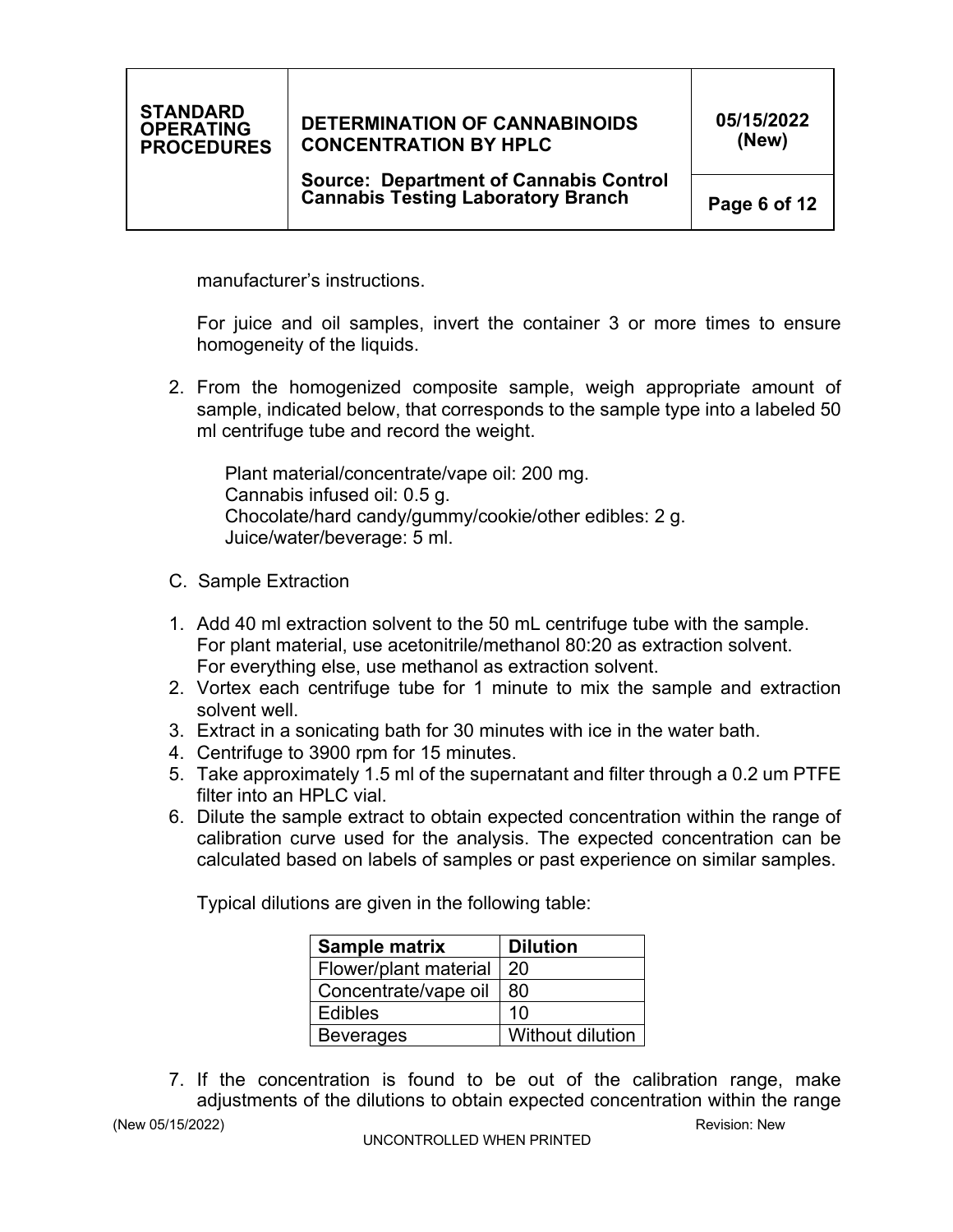manufacturer's instructions.

For juice and oil samples, invert the container 3 or more times to ensure homogeneity of the liquids.

2. From the homogenized composite sample, weigh appropriate amount of sample, indicated below, that corresponds to the sample type into a labeled 50 ml centrifuge tube and record the weight.

   Plant material/concentrate/vape oil: 200 mg.
   Cannabis infused oil: 0.5 g.
   Chocolate/hard candy/gummy/cookie/other edibles: 2 g.
   Juice/water/beverage: 5 ml.

C. Sample Extraction

1. Add 40 ml extraction solvent to the 50 mL centrifuge tube with the sample. For plant material, use acetonitrile/methanol 80:20 as extraction solvent. For everything else, use methanol as extraction solvent.
2. Vortex each centrifuge tube for 1 minute to mix the sample and extraction solvent well.
3. Extract in a sonicating bath for 30 minutes with ice in the water bath.
4. Centrifuge to 3900 rpm for 15 minutes.
5. Take approximately 1.5 ml of the supernatant and filter through a 0.2 um PTFE filter into an HPLC vial.
6. Dilute the sample extract to obtain expected concentration within the range of calibration curve used for the analysis. The expected concentration can be calculated based on labels of samples or past experience on similar samples.

   Typical dilutions are given in the following table:

| Sample matrix | Dilution |
|---|---|
| Flower/plant material | 20 |
| Concentrate/vape oil | 80 |
| Edibles | 10 |
| Beverages | Without dilution |

7. If the concentration is found to be out of the calibration range, make adjustments of the dilutions to obtain expected concentration within the range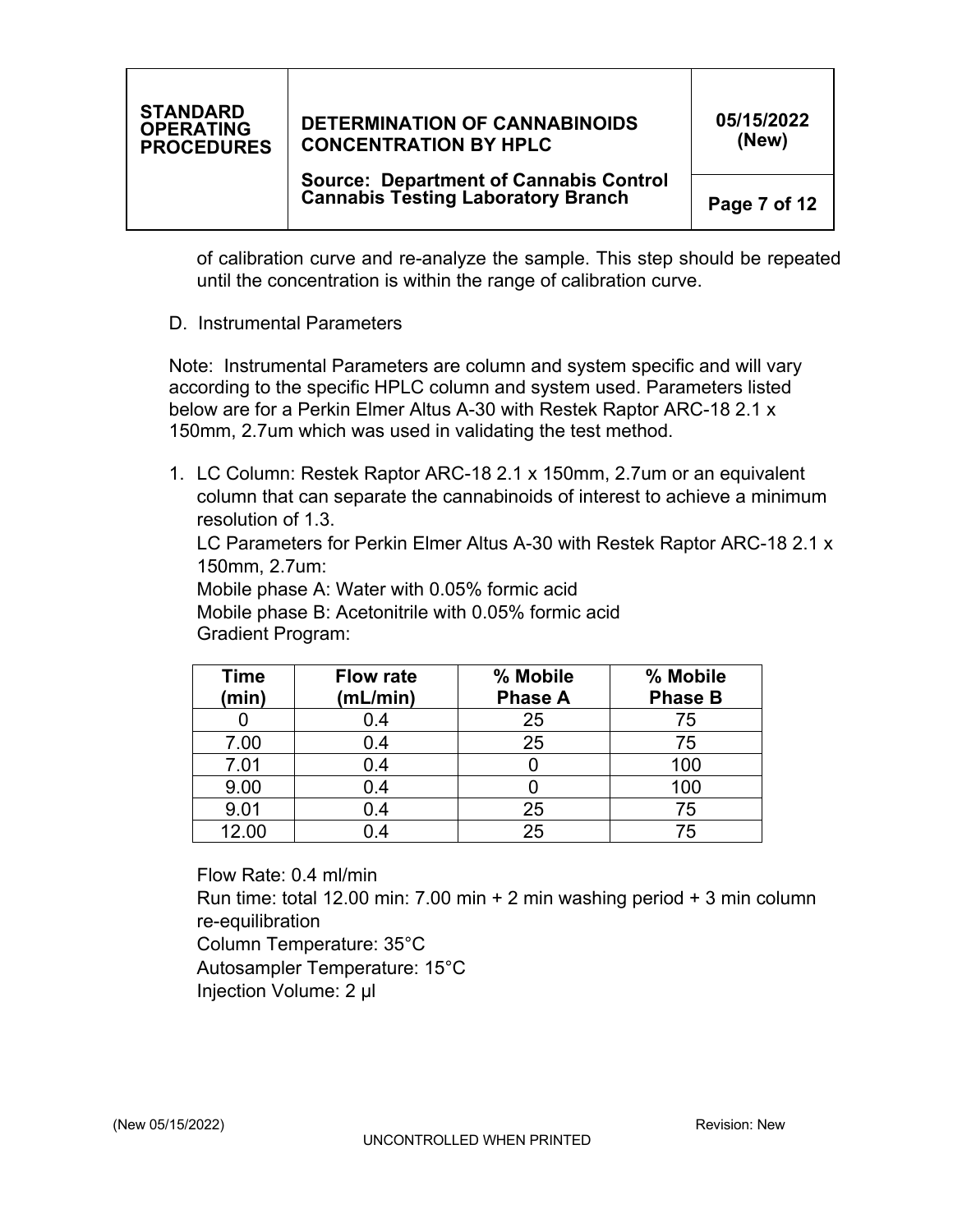of calibration curve and re-analyze the sample. This step should be repeated until the concentration is within the range of calibration curve.

D. Instrumental Parameters

Note: Instrumental Parameters are column and system specific and will vary according to the specific HPLC column and system used. Parameters listed below are for a Perkin Elmer Altus A-30 with Restek Raptor ARC-18 2.1 x 150mm, 2.7um which was used in validating the test method.

1. LC Column: Restek Raptor ARC-18 2.1 x 150mm, 2.7um or an equivalent column that can separate the cannabinoids of interest to achieve a minimum resolution of 1.3.

   LC Parameters for Perkin Elmer Altus A-30 with Restek Raptor ARC-18 2.1 x 150mm, 2.7um:

   Mobile phase A: Water with 0.05% formic acid

   Mobile phase B: Acetonitrile with 0.05% formic acid

   Gradient Program:

| Time (min) | Flow rate (mL/min) | % Mobile Phase A | % Mobile Phase B |
|---|---|---|---|
| 0 | 0.4 | 25 | 75 |
| 7.00 | 0.4 | 25 | 75 |
| 7.01 | 0.4 | 0 | 100 |
| 9.00 | 0.4 | 0 | 100 |
| 9.01 | 0.4 | 25 | 75 |
| 12.00 | 0.4 | 25 | 75 |

   Flow Rate: 0.4 ml/min

   Run time: total 12.00 min: 7.00 min + 2 min washing period + 3 min column re-equilibration

   Column Temperature: 35°C

   Autosampler Temperature: 15°C

   Injection Volume: 2 µl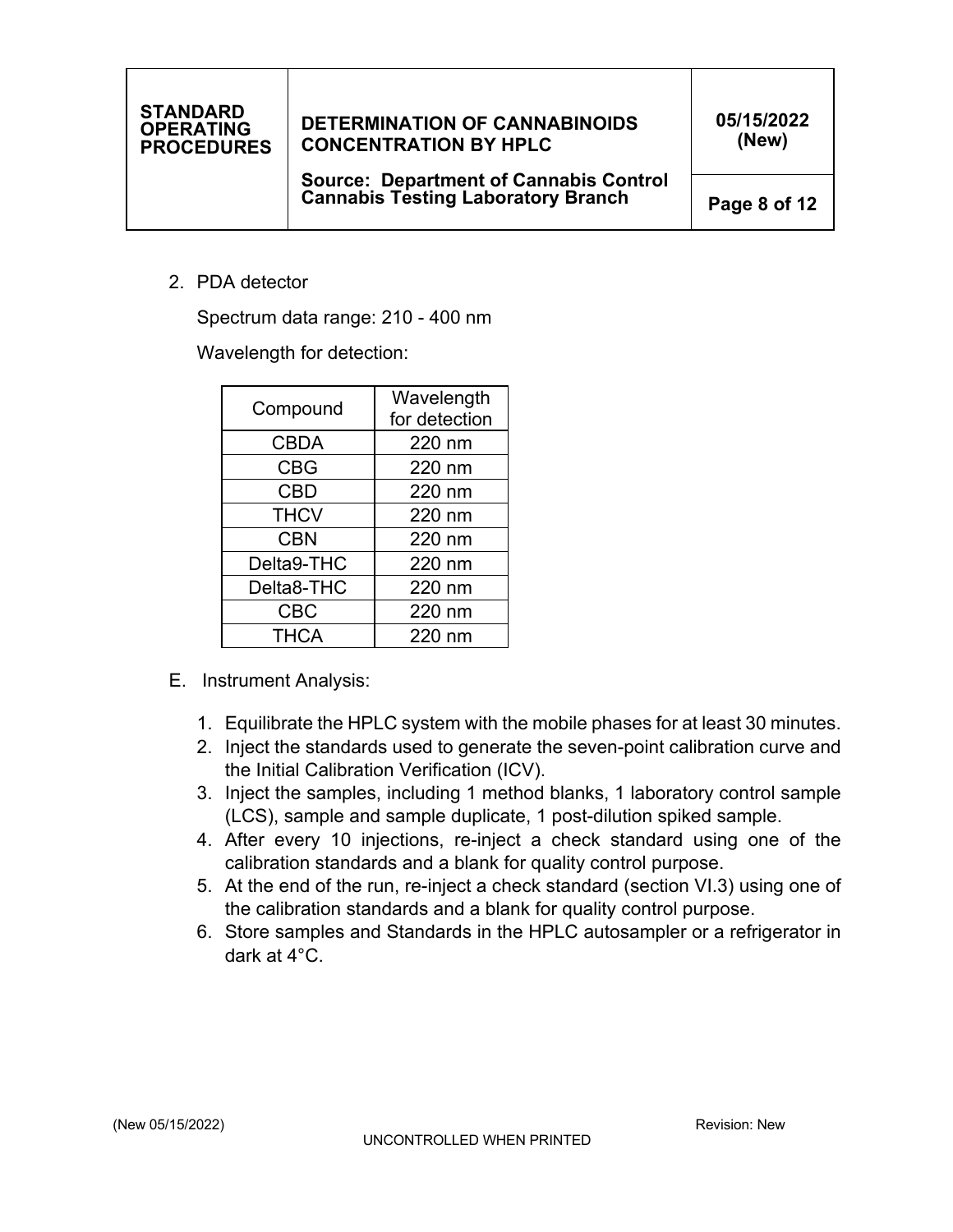2. PDA detector

   Spectrum data range: 210 - 400 nm

   Wavelength for detection:

| Compound | Wavelength for detection |
|---|---|
| CBDA | 220 nm |
| CBG | 220 nm |
| CBD | 220 nm |
| THCV | 220 nm |
| CBN | 220 nm |
| Delta9-THC | 220 nm |
| Delta8-THC | 220 nm |
| CBC | 220 nm |
| THCA | 220 nm |

E. Instrument Analysis:

1. Equilibrate the HPLC system with the mobile phases for at least 30 minutes.
2. Inject the standards used to generate the seven-point calibration curve and the Initial Calibration Verification (ICV).
3. Inject the samples, including 1 method blanks, 1 laboratory control sample (LCS), sample and sample duplicate, 1 post-dilution spiked sample.
4. After every 10 injections, re-inject a check standard using one of the calibration standards and a blank for quality control purpose.
5. At the end of the run, re-inject a check standard (section VI.3) using one of the calibration standards and a blank for quality control purpose.
6. Store samples and Standards in the HPLC autosampler or a refrigerator in dark at 4°C.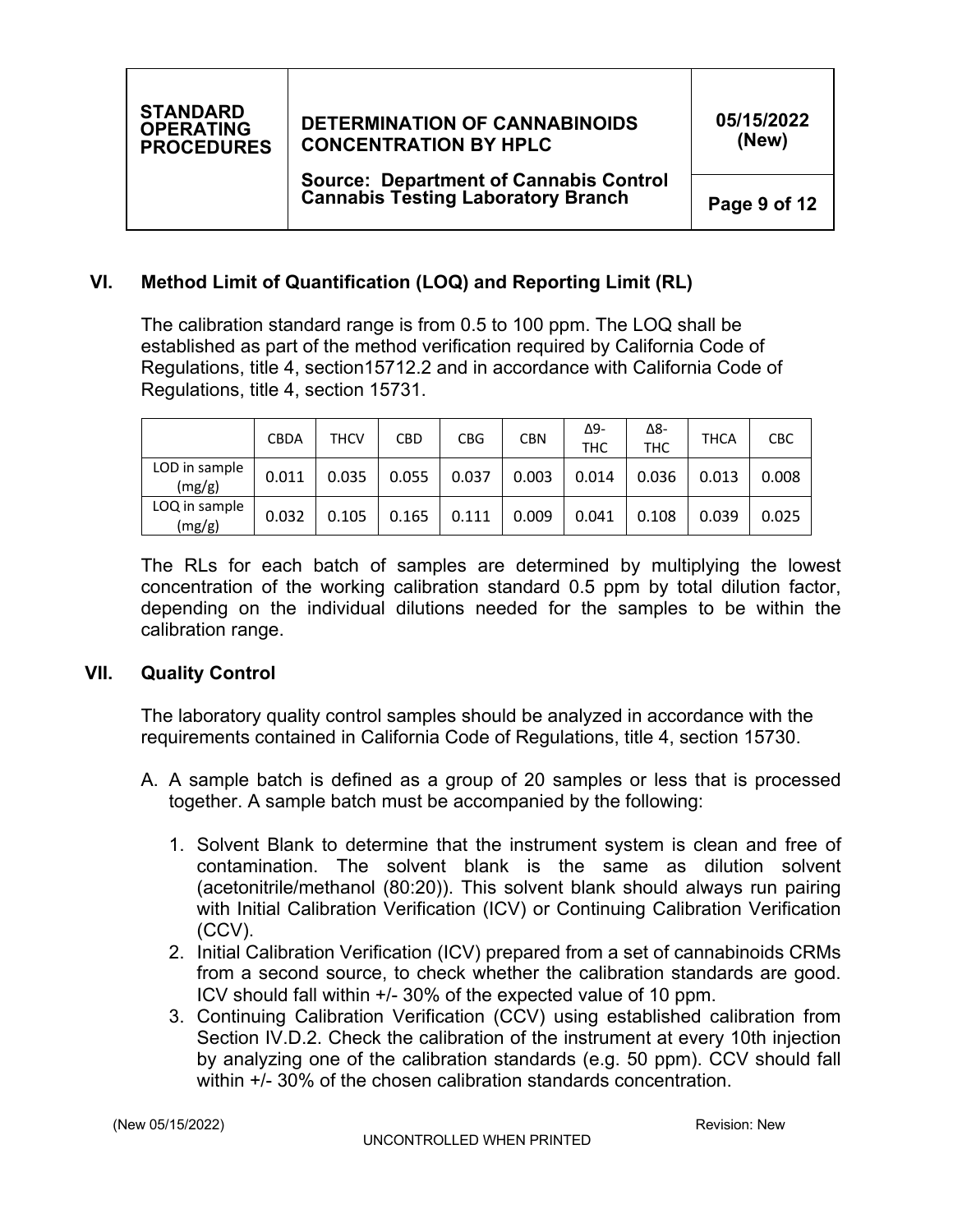## VI. Method Limit of Quantification (LOQ) and Reporting Limit (RL)

The calibration standard range is from 0.5 to 100 ppm. The LOQ shall be established as part of the method verification required by California Code of Regulations, title 4, section15712.2 and in accordance with California Code of Regulations, title 4, section 15731.

| | CBDA | THCV | CBD | CBG | CBN | Δ9-THC | Δ8-THC | THCA | CBC |
|---|---|---|---|---|---|---|---|---|---|
| LOD in sample (mg/g) | 0.011 | 0.035 | 0.055 | 0.037 | 0.003 | 0.014 | 0.036 | 0.013 | 0.008 |
| LOQ in sample (mg/g) | 0.032 | 0.105 | 0.165 | 0.111 | 0.009 | 0.041 | 0.108 | 0.039 | 0.025 |

The RLs for each batch of samples are determined by multiplying the lowest concentration of the working calibration standard 0.5 ppm by total dilution factor, depending on the individual dilutions needed for the samples to be within the calibration range.

## VII. Quality Control

The laboratory quality control samples should be analyzed in accordance with the requirements contained in California Code of Regulations, title 4, section 15730.

A. A sample batch is defined as a group of 20 samples or less that is processed together. A sample batch must be accompanied by the following:

1. Solvent Blank to determine that the instrument system is clean and free of contamination. The solvent blank is the same as dilution solvent (acetonitrile/methanol (80:20)). This solvent blank should always run pairing with Initial Calibration Verification (ICV) or Continuing Calibration Verification (CCV).
2. Initial Calibration Verification (ICV) prepared from a set of cannabinoids CRMs from a second source, to check whether the calibration standards are good. ICV should fall within +/- 30% of the expected value of 10 ppm.
3. Continuing Calibration Verification (CCV) using established calibration from Section IV.D.2. Check the calibration of the instrument at every 10th injection by analyzing one of the calibration standards (e.g. 50 ppm). CCV should fall within +/- 30% of the chosen calibration standards concentration.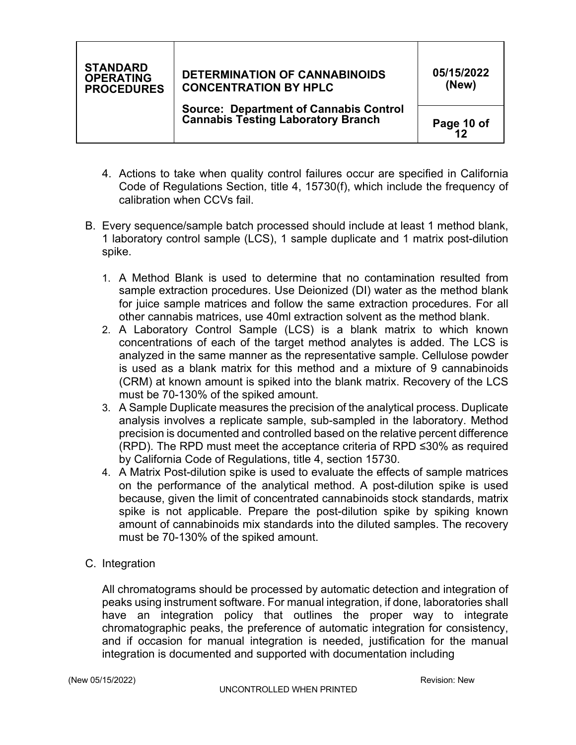4. Actions to take when quality control failures occur are specified in California Code of Regulations Section, title 4, 15730(f), which include the frequency of calibration when CCVs fail.

B. Every sequence/sample batch processed should include at least 1 method blank, 1 laboratory control sample (LCS), 1 sample duplicate and 1 matrix post-dilution spike.

1. A Method Blank is used to determine that no contamination resulted from sample extraction procedures. Use Deionized (DI) water as the method blank for juice sample matrices and follow the same extraction procedures. For all other cannabis matrices, use 40ml extraction solvent as the method blank.
2. A Laboratory Control Sample (LCS) is a blank matrix to which known concentrations of each of the target method analytes is added. The LCS is analyzed in the same manner as the representative sample. Cellulose powder is used as a blank matrix for this method and a mixture of 9 cannabinoids (CRM) at known amount is spiked into the blank matrix. Recovery of the LCS must be 70-130% of the spiked amount.
3. A Sample Duplicate measures the precision of the analytical process. Duplicate analysis involves a replicate sample, sub-sampled in the laboratory. Method precision is documented and controlled based on the relative percent difference (RPD). The RPD must meet the acceptance criteria of RPD ≤30% as required by California Code of Regulations, title 4, section 15730.
4. A Matrix Post-dilution spike is used to evaluate the effects of sample matrices on the performance of the analytical method. A post-dilution spike is used because, given the limit of concentrated cannabinoids stock standards, matrix spike is not applicable. Prepare the post-dilution spike by spiking known amount of cannabinoids mix standards into the diluted samples. The recovery must be 70-130% of the spiked amount.

C. Integration

All chromatograms should be processed by automatic detection and integration of peaks using instrument software. For manual integration, if done, laboratories shall have an integration policy that outlines the proper way to integrate chromatographic peaks, the preference of automatic integration for consistency, and if occasion for manual integration is needed, justification for the manual integration is documented and supported with documentation including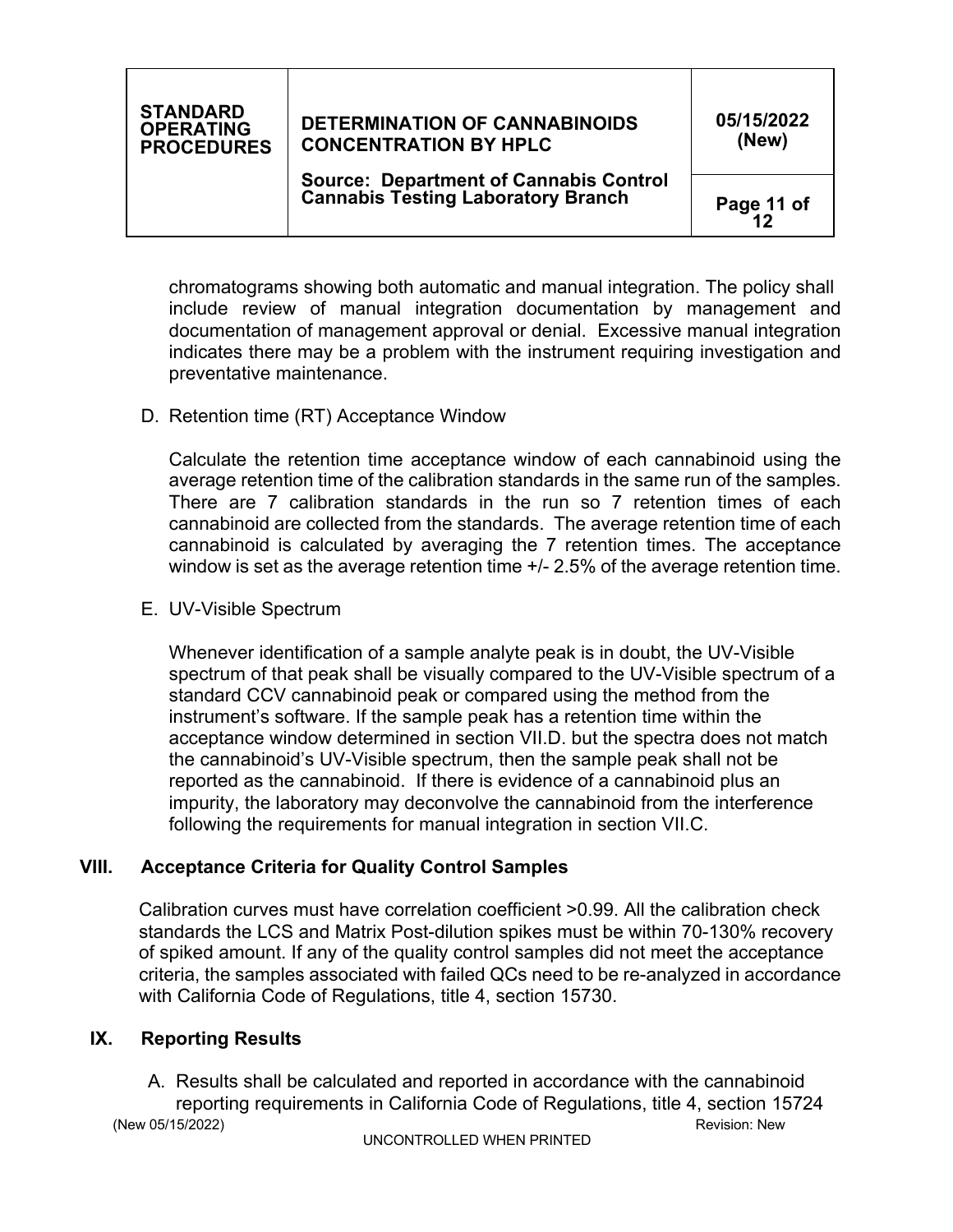chromatograms showing both automatic and manual integration. The policy shall include review of manual integration documentation by management and documentation of management approval or denial. Excessive manual integration indicates there may be a problem with the instrument requiring investigation and preventative maintenance.

D. Retention time (RT) Acceptance Window

Calculate the retention time acceptance window of each cannabinoid using the average retention time of the calibration standards in the same run of the samples. There are 7 calibration standards in the run so 7 retention times of each cannabinoid are collected from the standards. The average retention time of each cannabinoid is calculated by averaging the 7 retention times. The acceptance window is set as the average retention time +/- 2.5% of the average retention time.

E. UV-Visible Spectrum

Whenever identification of a sample analyte peak is in doubt, the UV-Visible spectrum of that peak shall be visually compared to the UV-Visible spectrum of a standard CCV cannabinoid peak or compared using the method from the instrument's software. If the sample peak has a retention time within the acceptance window determined in section VII.D. but the spectra does not match the cannabinoid's UV-Visible spectrum, then the sample peak shall not be reported as the cannabinoid. If there is evidence of a cannabinoid plus an impurity, the laboratory may deconvolve the cannabinoid from the interference following the requirements for manual integration in section VII.C.

## VIII. Acceptance Criteria for Quality Control Samples

Calibration curves must have correlation coefficient >0.99. All the calibration check standards the LCS and Matrix Post-dilution spikes must be within 70-130% recovery of spiked amount. If any of the quality control samples did not meet the acceptance criteria, the samples associated with failed QCs need to be re-analyzed in accordance with California Code of Regulations, title 4, section 15730.

## IX. Reporting Results

A. Results shall be calculated and reported in accordance with the cannabinoid reporting requirements in California Code of Regulations, title 4, section 15724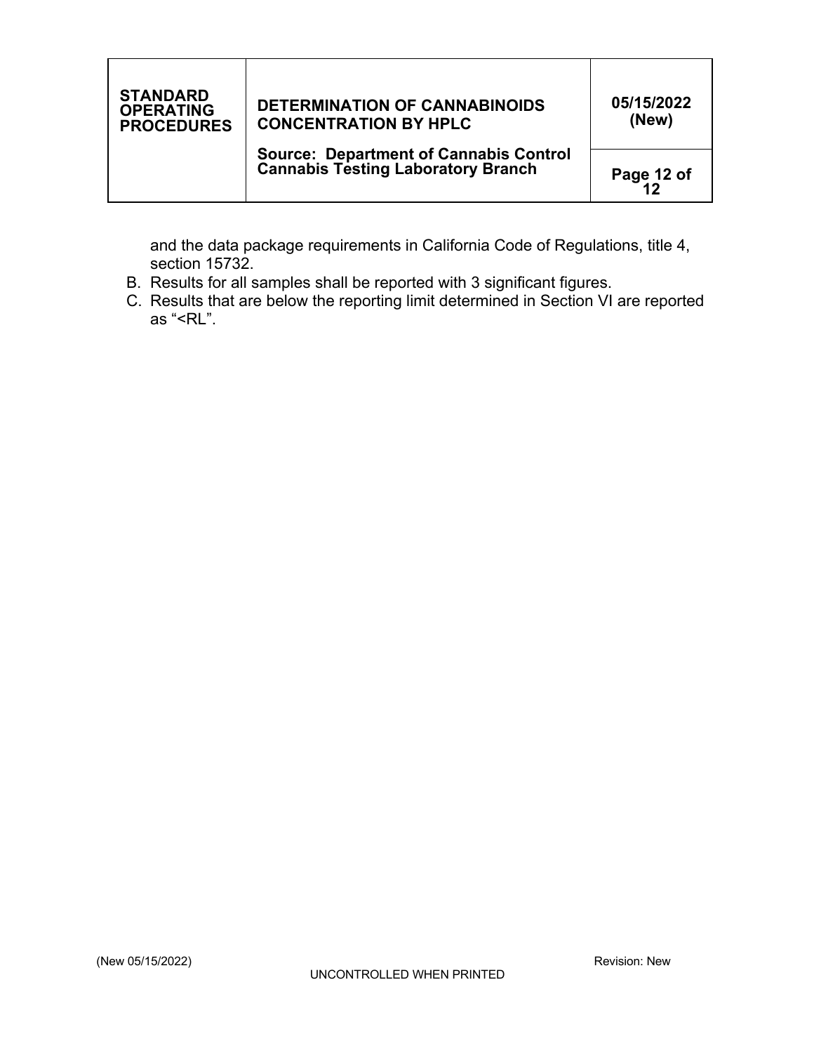and the data package requirements in California Code of Regulations, title 4, section 15732.

B. Results for all samples shall be reported with 3 significant figures.
C. Results that are below the reporting limit determined in Section VI are reported as "<RL".